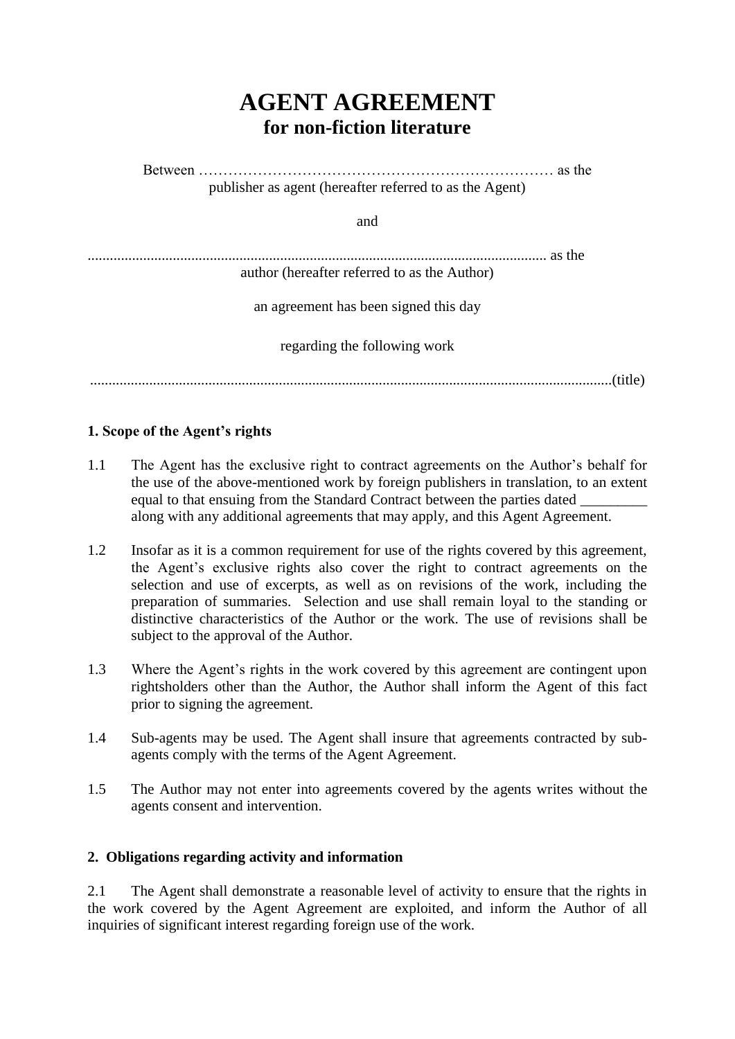# AGENT AGREEMENT

## for non-fiction literature

Between ……………………………………………………………… as the publisher as agent (hereafter referred to as the Agent)

and

............................................................................................................................ as the author (hereafter referred to as the Author)

an agreement has been signed this day

regarding the following work

............................................................................................................................................(title)

**1. Scope of the Agent's rights**

1.1 The Agent has the exclusive right to contract agreements on the Author's behalf for the use of the above-mentioned work by foreign publishers in translation, to an extent equal to that ensuing from the Standard Contract between the parties dated _________ along with any additional agreements that may apply, and this Agent Agreement.

1.2 Insofar as it is a common requirement for use of the rights covered by this agreement, the Agent's exclusive rights also cover the right to contract agreements on the selection and use of excerpts, as well as on revisions of the work, including the preparation of summaries. Selection and use shall remain loyal to the standing or distinctive characteristics of the Author or the work. The use of revisions shall be subject to the approval of the Author.

1.3 Where the Agent's rights in the work covered by this agreement are contingent upon rightsholders other than the Author, the Author shall inform the Agent of this fact prior to signing the agreement.

1.4 Sub-agents may be used. The Agent shall insure that agreements contracted by sub-agents comply with the terms of the Agent Agreement.

1.5 The Author may not enter into agreements covered by the agents writes without the agents consent and intervention.

**2. Obligations regarding activity and information**

2.1 The Agent shall demonstrate a reasonable level of activity to ensure that the rights in the work covered by the Agent Agreement are exploited, and inform the Author of all inquiries of significant interest regarding foreign use of the work.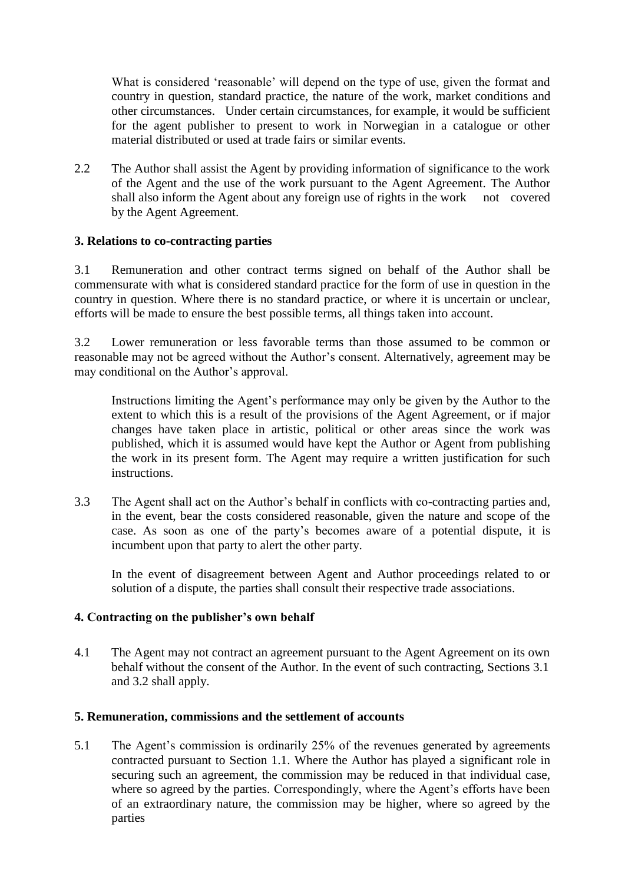What is considered 'reasonable' will depend on the type of use, given the format and country in question, standard practice, the nature of the work, market conditions and other circumstances. Under certain circumstances, for example, it would be sufficient for the agent publisher to present to work in Norwegian in a catalogue or other material distributed or used at trade fairs or similar events.

2.2 The Author shall assist the Agent by providing information of significance to the work of the Agent and the use of the work pursuant to the Agent Agreement. The Author shall also inform the Agent about any foreign use of rights in the work not covered by the Agent Agreement.

**3. Relations to co-contracting parties**

3.1 Remuneration and other contract terms signed on behalf of the Author shall be commensurate with what is considered standard practice for the form of use in question in the country in question. Where there is no standard practice, or where it is uncertain or unclear, efforts will be made to ensure the best possible terms, all things taken into account.

3.2 Lower remuneration or less favorable terms than those assumed to be common or reasonable may not be agreed without the Author's consent. Alternatively, agreement may be may conditional on the Author's approval.

Instructions limiting the Agent's performance may only be given by the Author to the extent to which this is a result of the provisions of the Agent Agreement, or if major changes have taken place in artistic, political or other areas since the work was published, which it is assumed would have kept the Author or Agent from publishing the work in its present form. The Agent may require a written justification for such instructions.

3.3 The Agent shall act on the Author's behalf in conflicts with co-contracting parties and, in the event, bear the costs considered reasonable, given the nature and scope of the case. As soon as one of the party's becomes aware of a potential dispute, it is incumbent upon that party to alert the other party.

In the event of disagreement between Agent and Author proceedings related to or solution of a dispute, the parties shall consult their respective trade associations.

**4. Contracting on the publisher's own behalf**

4.1 The Agent may not contract an agreement pursuant to the Agent Agreement on its own behalf without the consent of the Author. In the event of such contracting, Sections 3.1 and 3.2 shall apply.

**5. Remuneration, commissions and the settlement of accounts**

5.1 The Agent's commission is ordinarily 25% of the revenues generated by agreements contracted pursuant to Section 1.1. Where the Author has played a significant role in securing such an agreement, the commission may be reduced in that individual case, where so agreed by the parties. Correspondingly, where the Agent's efforts have been of an extraordinary nature, the commission may be higher, where so agreed by the parties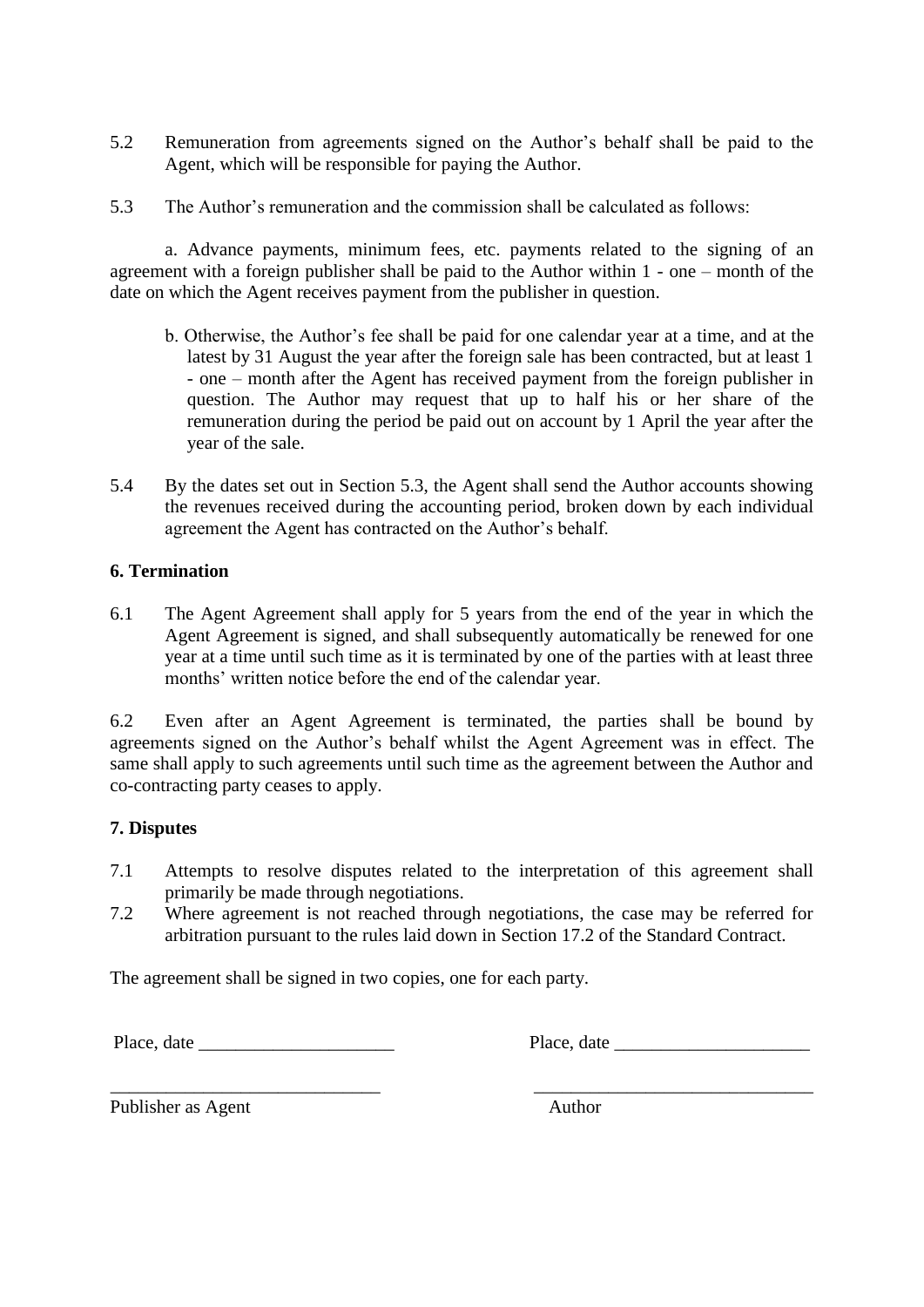5.2 Remuneration from agreements signed on the Author's behalf shall be paid to the Agent, which will be responsible for paying the Author.

5.3 The Author's remuneration and the commission shall be calculated as follows:

a. Advance payments, minimum fees, etc. payments related to the signing of an agreement with a foreign publisher shall be paid to the Author within 1 - one – month of the date on which the Agent receives payment from the publisher in question.

b. Otherwise, the Author's fee shall be paid for one calendar year at a time, and at the latest by 31 August the year after the foreign sale has been contracted, but at least 1 - one – month after the Agent has received payment from the foreign publisher in question. The Author may request that up to half his or her share of the remuneration during the period be paid out on account by 1 April the year after the year of the sale.

5.4 By the dates set out in Section 5.3, the Agent shall send the Author accounts showing the revenues received during the accounting period, broken down by each individual agreement the Agent has contracted on the Author's behalf.

**6. Termination**

6.1 The Agent Agreement shall apply for 5 years from the end of the year in which the Agent Agreement is signed, and shall subsequently automatically be renewed for one year at a time until such time as it is terminated by one of the parties with at least three months' written notice before the end of the calendar year.

6.2 Even after an Agent Agreement is terminated, the parties shall be bound by agreements signed on the Author's behalf whilst the Agent Agreement was in effect. The same shall apply to such agreements until such time as the agreement between the Author and co-contracting party ceases to apply.

**7. Disputes**

7.1 Attempts to resolve disputes related to the interpretation of this agreement shall primarily be made through negotiations.

7.2 Where agreement is not reached through negotiations, the case may be referred for arbitration pursuant to the rules laid down in Section 17.2 of the Standard Contract.

The agreement shall be signed in two copies, one for each party.

Place, date _____________________ Place, date _____________________

_____________________________ _____________________________

Publisher as Agent Author